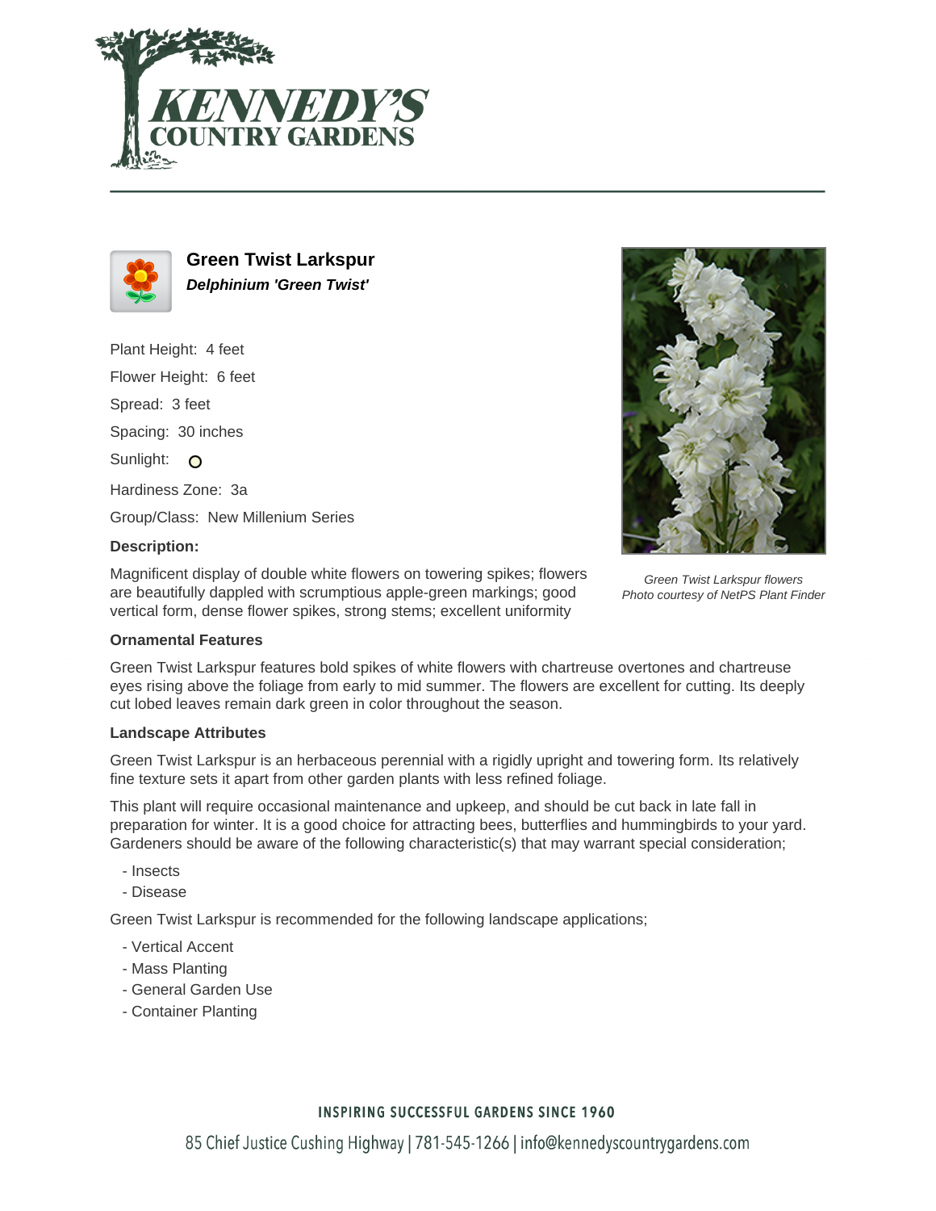# Green Twist Larkspur

***Delphinium 'Green Twist'***

Plant Height: 4 feet

Flower Height: 6 feet

Spread: 3 feet

Spacing: 30 inches

Sunlight:

Hardiness Zone: 3a

Group/Class: New Millenium Series

**Description:**

Magnificent display of double white flowers on towering spikes; flowers are beautifully dappled with scrumptious apple-green markings; good vertical form, dense flower spikes, strong stems; excellent uniformity

*Green Twist Larkspur flowers*
*Photo courtesy of NetPS Plant Finder*

### Ornamental Features

Green Twist Larkspur features bold spikes of white flowers with chartreuse overtones and chartreuse eyes rising above the foliage from early to mid summer. The flowers are excellent for cutting. Its deeply cut lobed leaves remain dark green in color throughout the season.

### Landscape Attributes

Green Twist Larkspur is an herbaceous perennial with a rigidly upright and towering form. Its relatively fine texture sets it apart from other garden plants with less refined foliage.

This plant will require occasional maintenance and upkeep, and should be cut back in late fall in preparation for winter. It is a good choice for attracting bees, butterflies and hummingbirds to your yard. Gardeners should be aware of the following characteristic(s) that may warrant special consideration;

- Insects
- Disease

Green Twist Larkspur is recommended for the following landscape applications;

- Vertical Accent
- Mass Planting
- General Garden Use
- Container Planting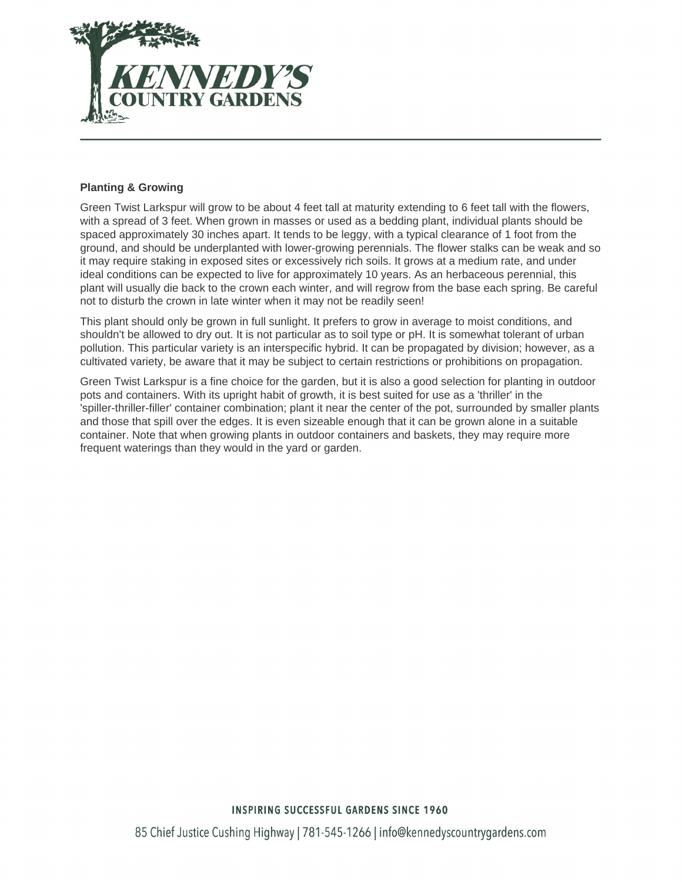**Planting & Growing**

Green Twist Larkspur will grow to be about 4 feet tall at maturity extending to 6 feet tall with the flowers, with a spread of 3 feet. When grown in masses or used as a bedding plant, individual plants should be spaced approximately 30 inches apart. It tends to be leggy, with a typical clearance of 1 foot from the ground, and should be underplanted with lower-growing perennials. The flower stalks can be weak and so it may require staking in exposed sites or excessively rich soils. It grows at a medium rate, and under ideal conditions can be expected to live for approximately 10 years. As an herbaceous perennial, this plant will usually die back to the crown each winter, and will regrow from the base each spring. Be careful not to disturb the crown in late winter when it may not be readily seen!

This plant should only be grown in full sunlight. It prefers to grow in average to moist conditions, and shouldn't be allowed to dry out. It is not particular as to soil type or pH. It is somewhat tolerant of urban pollution. This particular variety is an interspecific hybrid. It can be propagated by division; however, as a cultivated variety, be aware that it may be subject to certain restrictions or prohibitions on propagation.

Green Twist Larkspur is a fine choice for the garden, but it is also a good selection for planting in outdoor pots and containers. With its upright habit of growth, it is best suited for use as a 'thriller' in the 'spiller-thriller-filler' container combination; plant it near the center of the pot, surrounded by smaller plants and those that spill over the edges. It is even sizeable enough that it can be grown alone in a suitable container. Note that when growing plants in outdoor containers and baskets, they may require more frequent waterings than they would in the yard or garden.